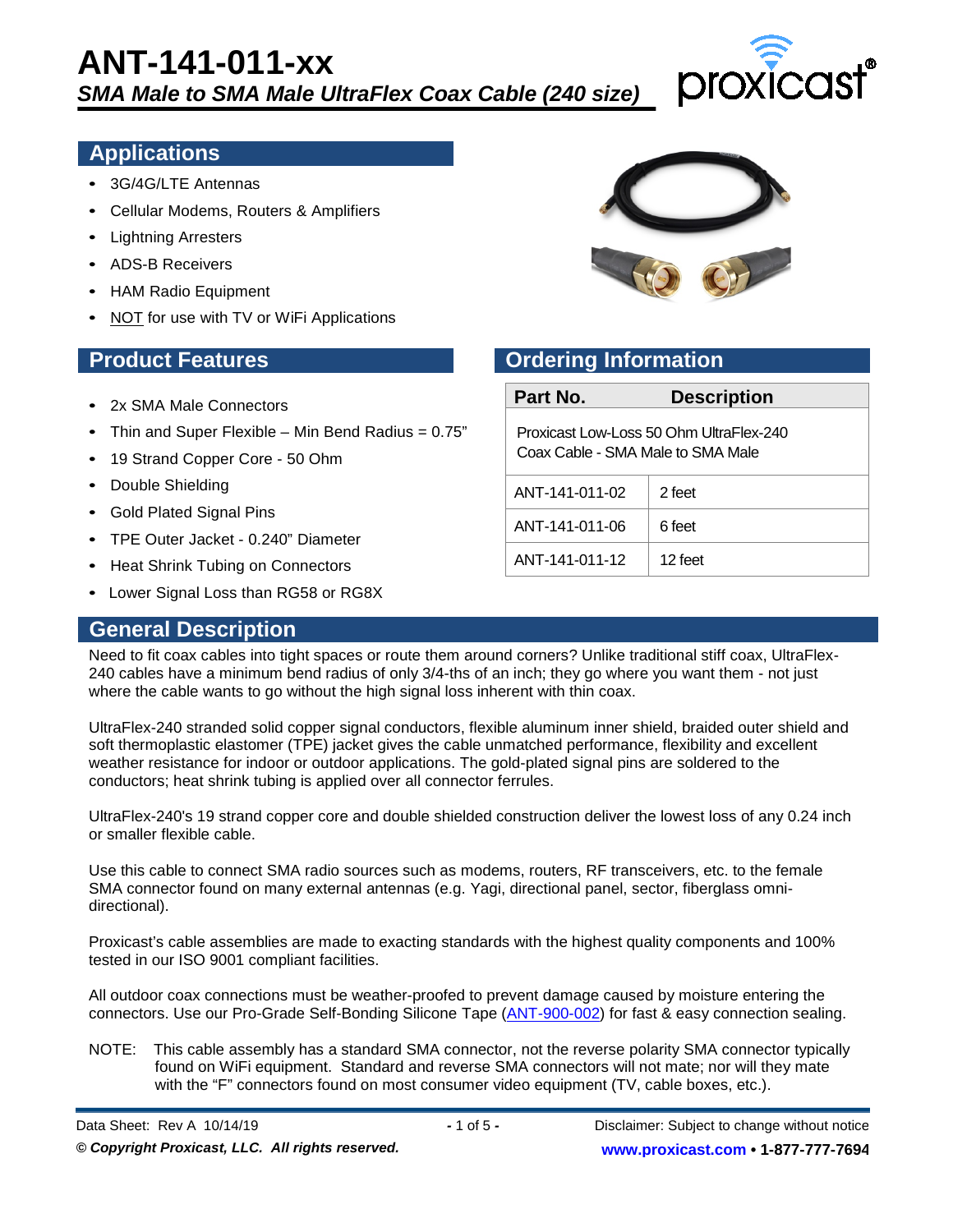# ANT-141-011-xx

## *SMA Male to SMA Male UltraFlex Coax Cable (240 size)*

## Applications

- 3G/4G/LTE Antennas
- Cellular Modems, Routers & Amplifiers
- Lightning Arresters
- ADS-B Receivers
- HAM Radio Equipment
- NOT for use with TV or WiFi Applications

## Product Features

- 2x SMA Male Connectors
- Thin and Super Flexible – Min Bend Radius = 0.75"
- 19 Strand Copper Core - 50 Ohm
- Double Shielding
- Gold Plated Signal Pins
- TPE Outer Jacket - 0.240" Diameter
- Heat Shrink Tubing on Connectors
- Lower Signal Loss than RG58 or RG8X

## Ordering Information

| Part No. | Description |
|---|---|
| Proxicast Low-Loss 50 Ohm UltraFlex-240 Coax Cable - SMA Male to SMA Male | |
| ANT-141-011-02 | 2 feet |
| ANT-141-011-06 | 6 feet |
| ANT-141-011-12 | 12 feet |

## General Description

Need to fit coax cables into tight spaces or route them around corners? Unlike traditional stiff coax, UltraFlex-240 cables have a minimum bend radius of only 3/4-ths of an inch; they go where you want them - not just where the cable wants to go without the high signal loss inherent with thin coax.

UltraFlex-240 stranded solid copper signal conductors, flexible aluminum inner shield, braided outer shield and soft thermoplastic elastomer (TPE) jacket gives the cable unmatched performance, flexibility and excellent weather resistance for indoor or outdoor applications. The gold-plated signal pins are soldered to the conductors; heat shrink tubing is applied over all connector ferrules.

UltraFlex-240's 19 strand copper core and double shielded construction deliver the lowest loss of any 0.24 inch or smaller flexible cable.

Use this cable to connect SMA radio sources such as modems, routers, RF transceivers, etc. to the female SMA connector found on many external antennas (e.g. Yagi, directional panel, sector, fiberglass omni-directional).

Proxicast's cable assemblies are made to exacting standards with the highest quality components and 100% tested in our ISO 9001 compliant facilities.

All outdoor coax connections must be weather-proofed to prevent damage caused by moisture entering the connectors. Use our Pro-Grade Self-Bonding Silicone Tape (ANT-900-002) for fast & easy connection sealing.

NOTE: This cable assembly has a standard SMA connector, not the reverse polarity SMA connector typically found on WiFi equipment. Standard and reverse SMA connectors will not mate; nor will they mate with the "F" connectors found on most consumer video equipment (TV, cable boxes, etc.).

Data Sheet: Rev A 10/14/19 — Disclaimer: Subject to change without notice

*© Copyright Proxicast, LLC. All rights reserved.* — **www.proxicast.com • 1-877-777-7694**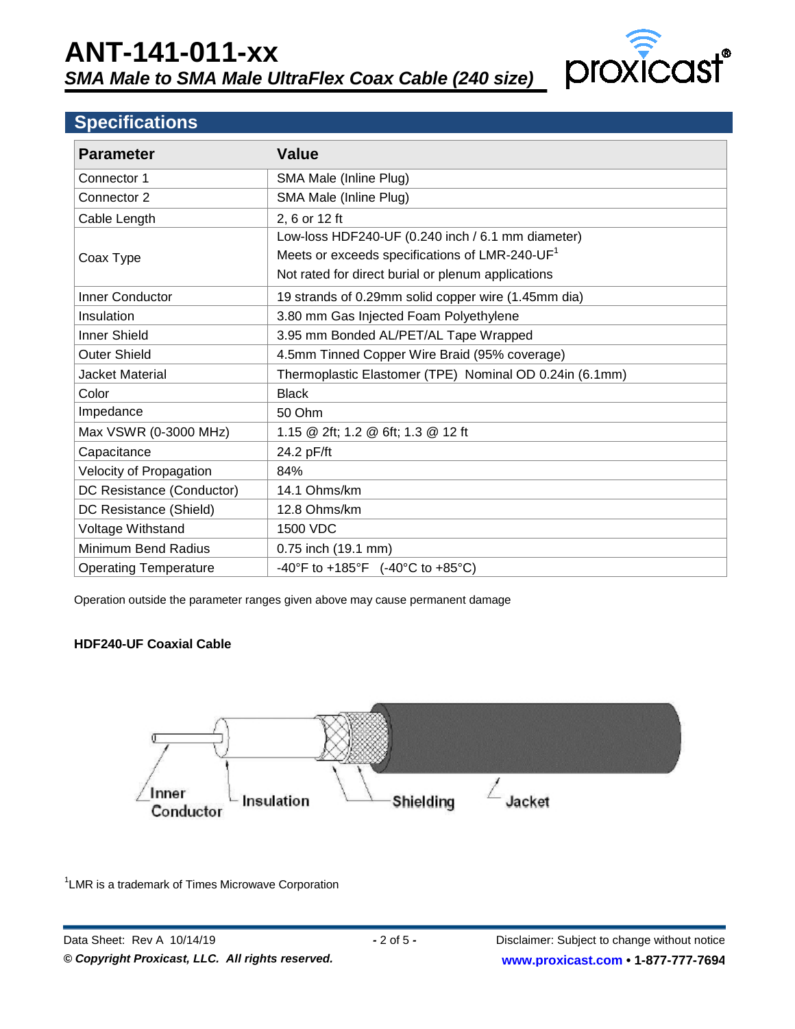# ANT-141-011-xx

## *SMA Male to SMA Male UltraFlex Coax Cable (240 size)*

## Specifications

| Parameter | Value |
|---|---|
| Connector 1 | SMA Male (Inline Plug) |
| Connector 2 | SMA Male (Inline Plug) |
| Cable Length | 2, 6 or 12 ft |
| Coax Type | Low-loss HDF240-UF (0.240 inch / 6.1 mm diameter)<br>Meets or exceeds specifications of LMR-240-UF[1]<br>Not rated for direct burial or plenum applications |
| Inner Conductor | 19 strands of 0.29mm solid copper wire (1.45mm dia) |
| Insulation | 3.80 mm Gas Injected Foam Polyethylene |
| Inner Shield | 3.95 mm Bonded AL/PET/AL Tape Wrapped |
| Outer Shield | 4.5mm Tinned Copper Wire Braid (95% coverage) |
| Jacket Material | Thermoplastic Elastomer (TPE) Nominal OD 0.24in (6.1mm) |
| Color | Black |
| Impedance | 50 Ohm |
| Max VSWR (0-3000 MHz) | 1.15 @ 2ft; 1.2 @ 6ft; 1.3 @ 12 ft |
| Capacitance | 24.2 pF/ft |
| Velocity of Propagation | 84% |
| DC Resistance (Conductor) | 14.1 Ohms/km |
| DC Resistance (Shield) | 12.8 Ohms/km |
| Voltage Withstand | 1500 VDC |
| Minimum Bend Radius | 0.75 inch (19.1 mm) |
| Operating Temperature | -40°F to +185°F (-40°C to +85°C) |

Operation outside the parameter ranges given above may cause permanent damage

**HDF240-UF Coaxial Cable**

Inner Conductor Insulation Shielding Jacket

[1]LMR is a trademark of Times Microwave Corporation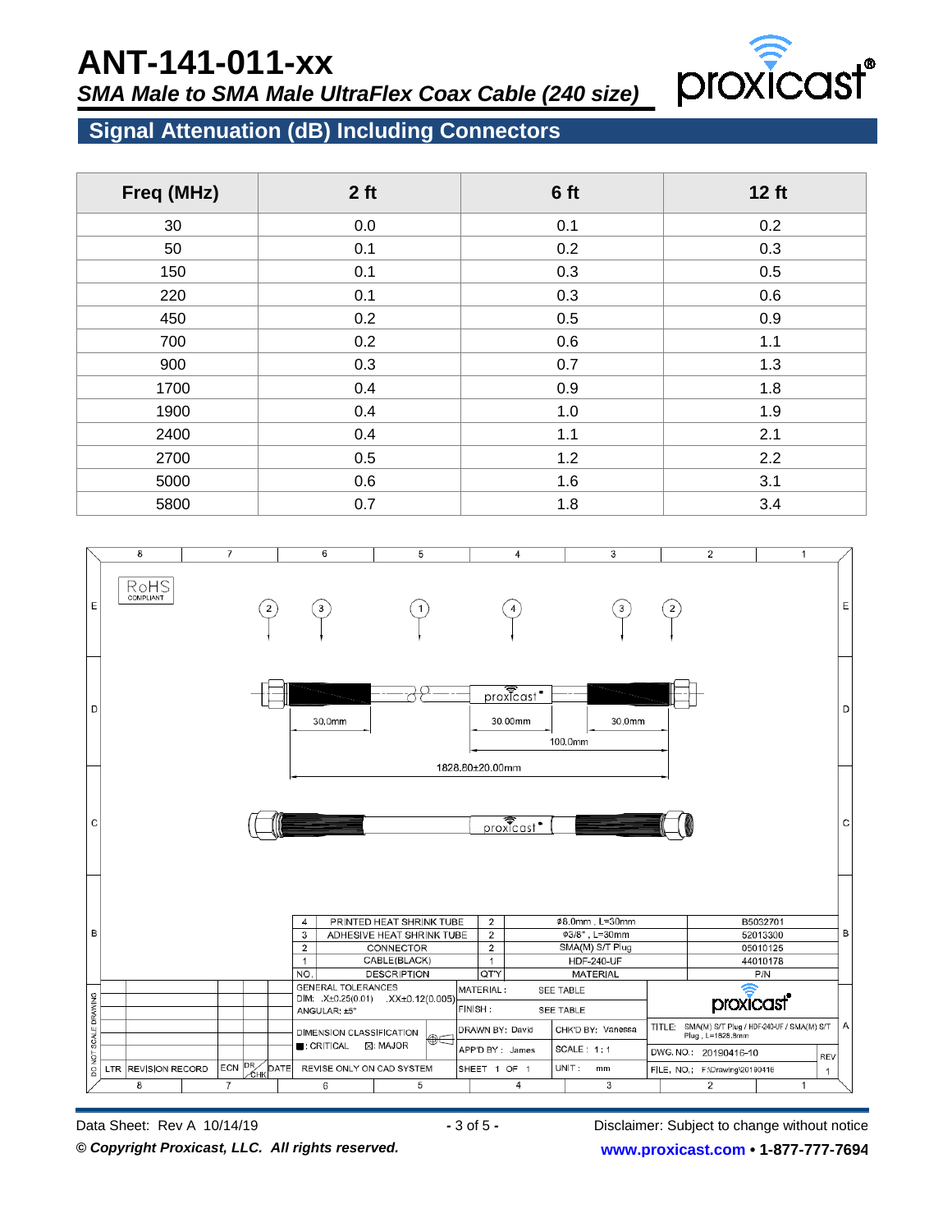# ANT-141-011-xx

***SMA Male to SMA Male UltraFlex Coax Cable (240 size)***

## Signal Attenuation (dB) Including Connectors

| Freq (MHz) | 2 ft | 6 ft | 12 ft |
|---|---|---|---|
| 30 | 0.0 | 0.1 | 0.2 |
| 50 | 0.1 | 0.2 | 0.3 |
| 150 | 0.1 | 0.3 | 0.5 |
| 220 | 0.1 | 0.3 | 0.6 |
| 450 | 0.2 | 0.5 | 0.9 |
| 700 | 0.2 | 0.6 | 1.1 |
| 900 | 0.3 | 0.7 | 1.3 |
| 1700 | 0.4 | 0.9 | 1.8 |
| 1900 | 0.4 | 1.0 | 1.9 |
| 2400 | 0.4 | 1.1 | 2.1 |
| 2700 | 0.5 | 1.2 | 2.2 |
| 5000 | 0.6 | 1.6 | 3.1 |
| 5800 | 0.7 | 1.8 | 3.4 |

RoHS COMPLIANT

30.0mm | 30.00mm | 30.0mm | 100.0mm | 1828.80±20.00mm

| NO. | DESCRIPTION | QTY | MATERIAL | P/N |
|---|---|---|---|---|
| 4 | PRINTED HEAT SHRINK TUBE | 2 | φ8.0mm , L=30mm | B5032701 |
| 3 | ADHESIVE HEAT SHRINK TUBE | 2 | φ3/8" , L=30mm | 52013300 |
| 2 | CONNECTOR | 2 | SMA(M) S/T Plug | 05010125 |
| 1 | CABLE(BLACK) | 1 | HDF-240-UF | 44010178 |

GENERAL TOLERANCES
DIM: .X±0.25(0.01) .XX±0.12(0.005)
ANGULAR: ±5°

MATERIAL: SEE TABLE
FINISH: SEE TABLE

DIMENSION CLASSIFICATION
■: CRITICAL ⊠: MAJOR

DRAWN BY: David | CHK'D BY: Vanessa
APP'D BY: James | SCALE: 1:1
SHEET 1 OF 1 | UNIT: mm

TITLE: SMA(M) S/T Plug / HDF-240-UF / SMA(M) S/T Plug , L=1828.8mm
DWG. NO.: 20190416-10
REV 1
FILE. NO.: F:\Drawing\20190416

REVISE ONLY ON CAD SYSTEM
LTR | REVISION RECORD | ECN | DR/CHK | DATE
DO NOT SCALE DRAWING

Data Sheet: Rev A 10/14/19

Disclaimer: Subject to change without notice

***© Copyright Proxicast, LLC. All rights reserved.***

**www.proxicast.com • 1-877-777-7694**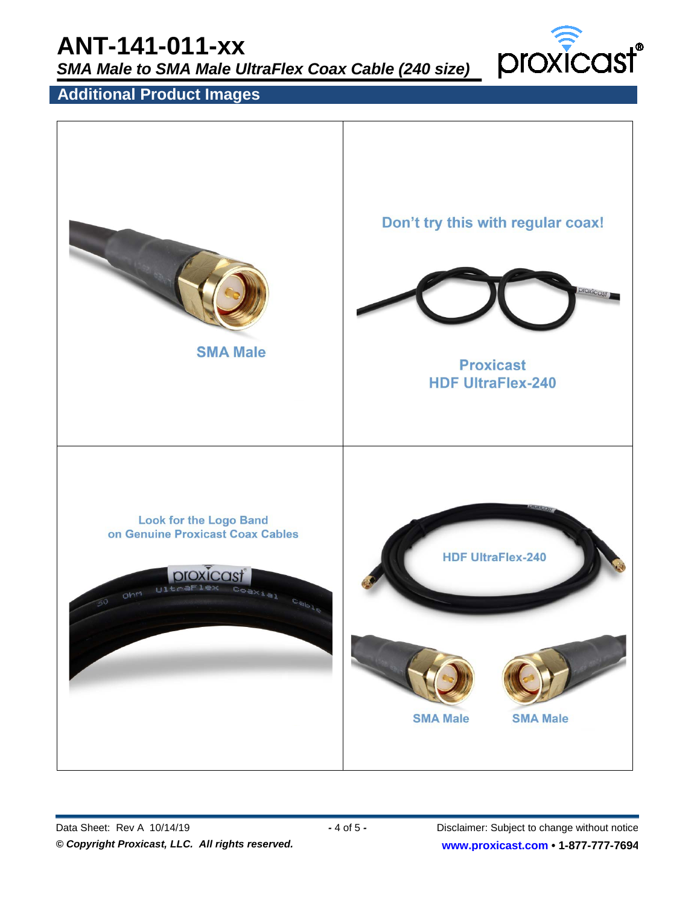# ANT-141-011-xx

*SMA Male to SMA Male UltraFlex Coax Cable (240 size)*

## Additional Product Images

| | |
|---|---|
| SMA Male | Don't try this with regular coax! Proxicast HDF UltraFlex-240 |
| Look for the Logo Band on Genuine Proxicast Coax Cables | HDF UltraFlex-240 SMA Male SMA Male |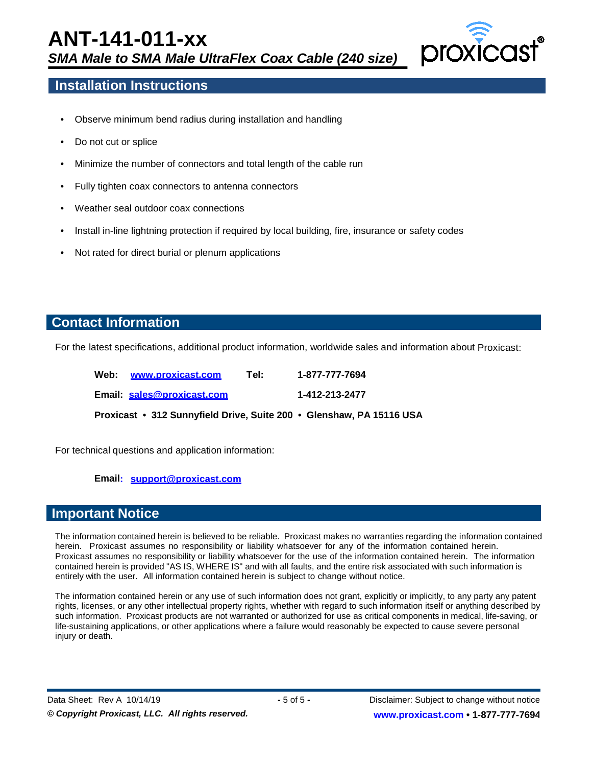## Installation Instructions

- Observe minimum bend radius during installation and handling
- Do not cut or splice
- Minimize the number of connectors and total length of the cable run
- Fully tighten coax connectors to antenna connectors
- Weather seal outdoor coax connections
- Install in-line lightning protection if required by local building, fire, insurance or safety codes
- Not rated for direct burial or plenum applications

## Contact Information

For the latest specifications, additional product information, worldwide sales and information about Proxicast:

**Web:** **www.proxicast.com** **Tel:** **1-877-777-7694**

**Email:** **sales@proxicast.com** **1-412-213-2477**

**Proxicast • 312 Sunnyfield Drive, Suite 200 • Glenshaw, PA 15116 USA**

For technical questions and application information:

**Email:** **support@proxicast.com**

## Important Notice

The information contained herein is believed to be reliable. Proxicast makes no warranties regarding the information contained herein. Proxicast assumes no responsibility or liability whatsoever for any of the information contained herein. Proxicast assumes no responsibility or liability whatsoever for the use of the information contained herein. The information contained herein is provided "AS IS, WHERE IS" and with all faults, and the entire risk associated with such information is entirely with the user. All information contained herein is subject to change without notice.

The information contained herein or any use of such information does not grant, explicitly or implicitly, to any party any patent rights, licenses, or any other intellectual property rights, whether with regard to such information itself or anything described by such information. Proxicast products are not warranted or authorized for use as critical components in medical, life-saving, or life-sustaining applications, or other applications where a failure would reasonably be expected to cause severe personal injury or death.